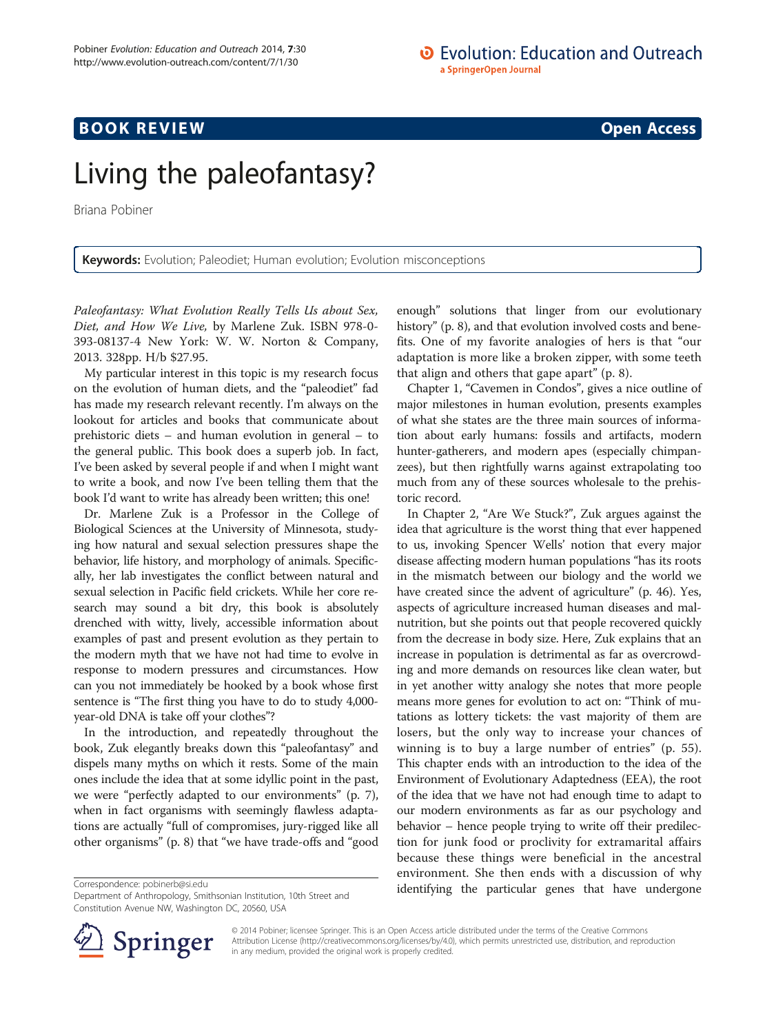BOOK REVIEW

Open Access

# Living the paleofantasy?

Briana Pobiner

**Keywords:** Evolution; Paleodiet; Human evolution; Evolution misconceptions

*Paleofantasy: What Evolution Really Tells Us about Sex, Diet, and How We Live,* by Marlene Zuk. ISBN 978-0-393-08137-4 New York: W. W. Norton & Company, 2013. 328pp. H/b $27.95.

My particular interest in this topic is my research focus on the evolution of human diets, and the "paleodiet" fad has made my research relevant recently. I'm always on the lookout for articles and books that communicate about prehistoric diets – and human evolution in general – to the general public. This book does a superb job. In fact, I've been asked by several people if and when I might want to write a book, and now I've been telling them that the book I'd want to write has already been written; this one!

Dr. Marlene Zuk is a Professor in the College of Biological Sciences at the University of Minnesota, studying how natural and sexual selection pressures shape the behavior, life history, and morphology of animals. Specifically, her lab investigates the conflict between natural and sexual selection in Pacific field crickets. While her core research may sound a bit dry, this book is absolutely drenched with witty, lively, accessible information about examples of past and present evolution as they pertain to the modern myth that we have not had time to evolve in response to modern pressures and circumstances. How can you not immediately be hooked by a book whose first sentence is "The first thing you have to do to study 4,000-year-old DNA is take off your clothes"?

In the introduction, and repeatedly throughout the book, Zuk elegantly breaks down this "paleofantasy" and dispels many myths on which it rests. Some of the main ones include the idea that at some idyllic point in the past, we were "perfectly adapted to our environments" (p. 7), when in fact organisms with seemingly flawless adaptations are actually "full of compromises, jury-rigged like all other organisms" (p. 8) that "we have trade-offs and "good enough" solutions that linger from our evolutionary history" (p. 8), and that evolution involved costs and benefits. One of my favorite analogies of hers is that "our adaptation is more like a broken zipper, with some teeth that align and others that gape apart" (p. 8).

Chapter 1, "Cavemen in Condos", gives a nice outline of major milestones in human evolution, presents examples of what she states are the three main sources of information about early humans: fossils and artifacts, modern hunter-gatherers, and modern apes (especially chimpanzees), but then rightfully warns against extrapolating too much from any of these sources wholesale to the prehistoric record.

In Chapter 2, "Are We Stuck?", Zuk argues against the idea that agriculture is the worst thing that ever happened to us, invoking Spencer Wells' notion that every major disease affecting modern human populations "has its roots in the mismatch between our biology and the world we have created since the advent of agriculture" (p. 46). Yes, aspects of agriculture increased human diseases and malnutrition, but she points out that people recovered quickly from the decrease in body size. Here, Zuk explains that an increase in population is detrimental as far as overcrowding and more demands on resources like clean water, but in yet another witty analogy she notes that more people means more genes for evolution to act on: "Think of mutations as lottery tickets: the vast majority of them are losers, but the only way to increase your chances of winning is to buy a large number of entries" (p. 55). This chapter ends with an introduction to the idea of the Environment of Evolutionary Adaptedness (EEA), the root of the idea that we have not had enough time to adapt to our modern environments as far as our psychology and behavior – hence people trying to write off their predilection for junk food or proclivity for extramarital affairs because these things were beneficial in the ancestral environment. She then ends with a discussion of why identifying the particular genes that have undergone

Correspondence: pobinerb@si.edu
Department of Anthropology, Smithsonian Institution, 10th Street and Constitution Avenue NW, Washington DC, 20560, USA

© 2014 Pobiner; licensee Springer. This is an Open Access article distributed under the terms of the Creative Commons Attribution License (http://creativecommons.org/licenses/by/4.0), which permits unrestricted use, distribution, and reproduction in any medium, provided the original work is properly credited.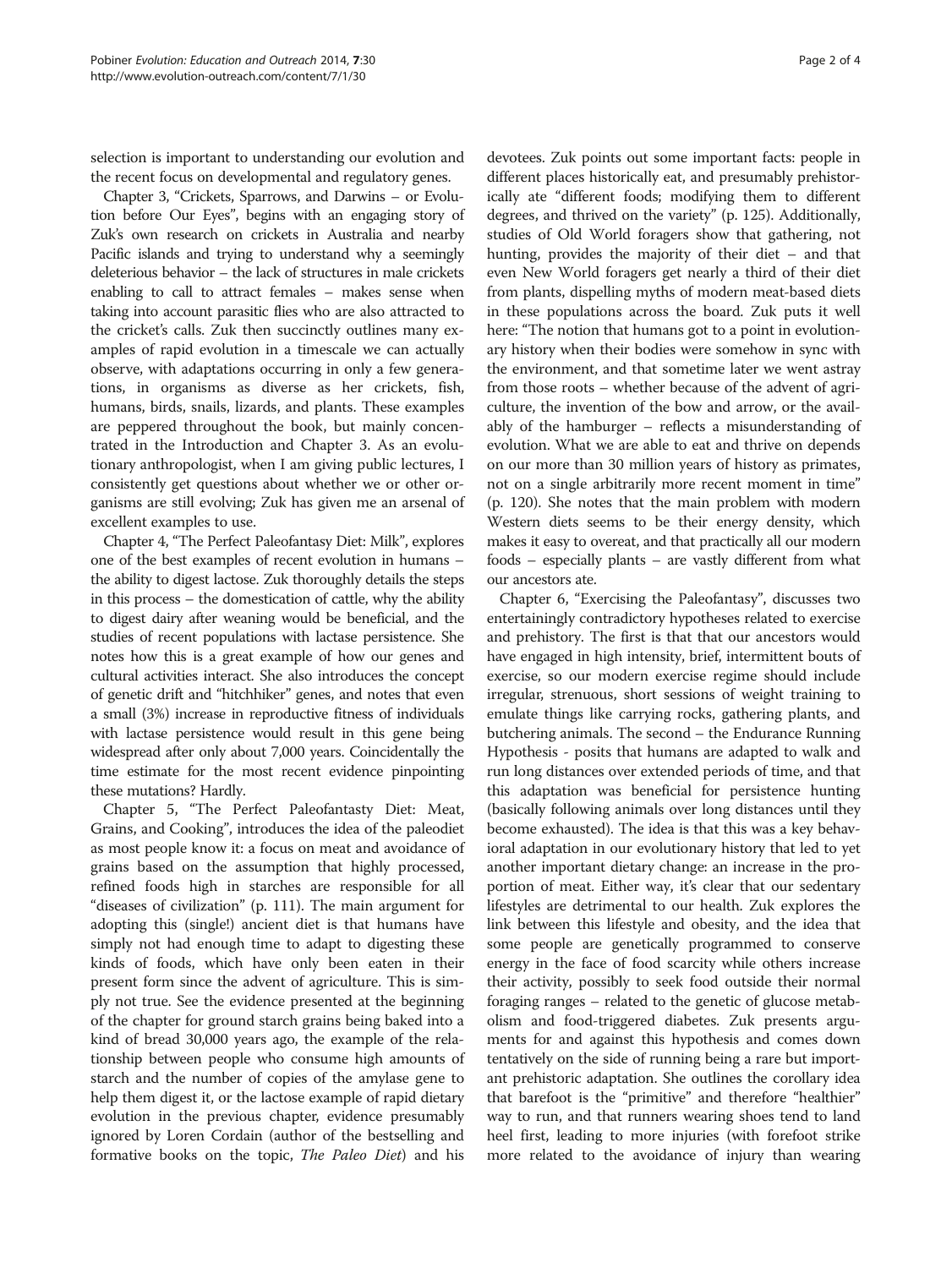selection is important to understanding our evolution and the recent focus on developmental and regulatory genes.

Chapter 3, "Crickets, Sparrows, and Darwins – or Evolution before Our Eyes", begins with an engaging story of Zuk's own research on crickets in Australia and nearby Pacific islands and trying to understand why a seemingly deleterious behavior – the lack of structures in male crickets enabling to call to attract females – makes sense when taking into account parasitic flies who are also attracted to the cricket's calls. Zuk then succinctly outlines many examples of rapid evolution in a timescale we can actually observe, with adaptations occurring in only a few generations, in organisms as diverse as her crickets, fish, humans, birds, snails, lizards, and plants. These examples are peppered throughout the book, but mainly concentrated in the Introduction and Chapter 3. As an evolutionary anthropologist, when I am giving public lectures, I consistently get questions about whether we or other organisms are still evolving; Zuk has given me an arsenal of excellent examples to use.

Chapter 4, "The Perfect Paleofantasy Diet: Milk", explores one of the best examples of recent evolution in humans – the ability to digest lactose. Zuk thoroughly details the steps in this process – the domestication of cattle, why the ability to digest dairy after weaning would be beneficial, and the studies of recent populations with lactase persistence. She notes how this is a great example of how our genes and cultural activities interact. She also introduces the concept of genetic drift and "hitchhiker" genes, and notes that even a small (3%) increase in reproductive fitness of individuals with lactase persistence would result in this gene being widespread after only about 7,000 years. Coincidentally the time estimate for the most recent evidence pinpointing these mutations? Hardly.

Chapter 5, "The Perfect Paleofantasty Diet: Meat, Grains, and Cooking", introduces the idea of the paleodiet as most people know it: a focus on meat and avoidance of grains based on the assumption that highly processed, refined foods high in starches are responsible for all "diseases of civilization" (p. 111). The main argument for adopting this (single!) ancient diet is that humans have simply not had enough time to adapt to digesting these kinds of foods, which have only been eaten in their present form since the advent of agriculture. This is simply not true. See the evidence presented at the beginning of the chapter for ground starch grains being baked into a kind of bread 30,000 years ago, the example of the relationship between people who consume high amounts of starch and the number of copies of the amylase gene to help them digest it, or the lactose example of rapid dietary evolution in the previous chapter, evidence presumably ignored by Loren Cordain (author of the bestselling and formative books on the topic, *The Paleo Diet*) and his devotees. Zuk points out some important facts: people in different places historically eat, and presumably prehistorically ate "different foods; modifying them to different degrees, and thrived on the variety" (p. 125). Additionally, studies of Old World foragers show that gathering, not hunting, provides the majority of their diet – and that even New World foragers get nearly a third of their diet from plants, dispelling myths of modern meat-based diets in these populations across the board. Zuk puts it well here: "The notion that humans got to a point in evolutionary history when their bodies were somehow in sync with the environment, and that sometime later we went astray from those roots – whether because of the advent of agriculture, the invention of the bow and arrow, or the availably of the hamburger – reflects a misunderstanding of evolution. What we are able to eat and thrive on depends on our more than 30 million years of history as primates, not on a single arbitrarily more recent moment in time" (p. 120). She notes that the main problem with modern Western diets seems to be their energy density, which makes it easy to overeat, and that practically all our modern foods – especially plants – are vastly different from what our ancestors ate.

Chapter 6, "Exercising the Paleofantasy", discusses two entertainingly contradictory hypotheses related to exercise and prehistory. The first is that that our ancestors would have engaged in high intensity, brief, intermittent bouts of exercise, so our modern exercise regime should include irregular, strenuous, short sessions of weight training to emulate things like carrying rocks, gathering plants, and butchering animals. The second – the Endurance Running Hypothesis - posits that humans are adapted to walk and run long distances over extended periods of time, and that this adaptation was beneficial for persistence hunting (basically following animals over long distances until they become exhausted). The idea is that this was a key behavioral adaptation in our evolutionary history that led to yet another important dietary change: an increase in the proportion of meat. Either way, it's clear that our sedentary lifestyles are detrimental to our health. Zuk explores the link between this lifestyle and obesity, and the idea that some people are genetically programmed to conserve energy in the face of food scarcity while others increase their activity, possibly to seek food outside their normal foraging ranges – related to the genetic of glucose metabolism and food-triggered diabetes. Zuk presents arguments for and against this hypothesis and comes down tentatively on the side of running being a rare but important prehistoric adaptation. She outlines the corollary idea that barefoot is the "primitive" and therefore "healthier" way to run, and that runners wearing shoes tend to land heel first, leading to more injuries (with forefoot strike more related to the avoidance of injury than wearing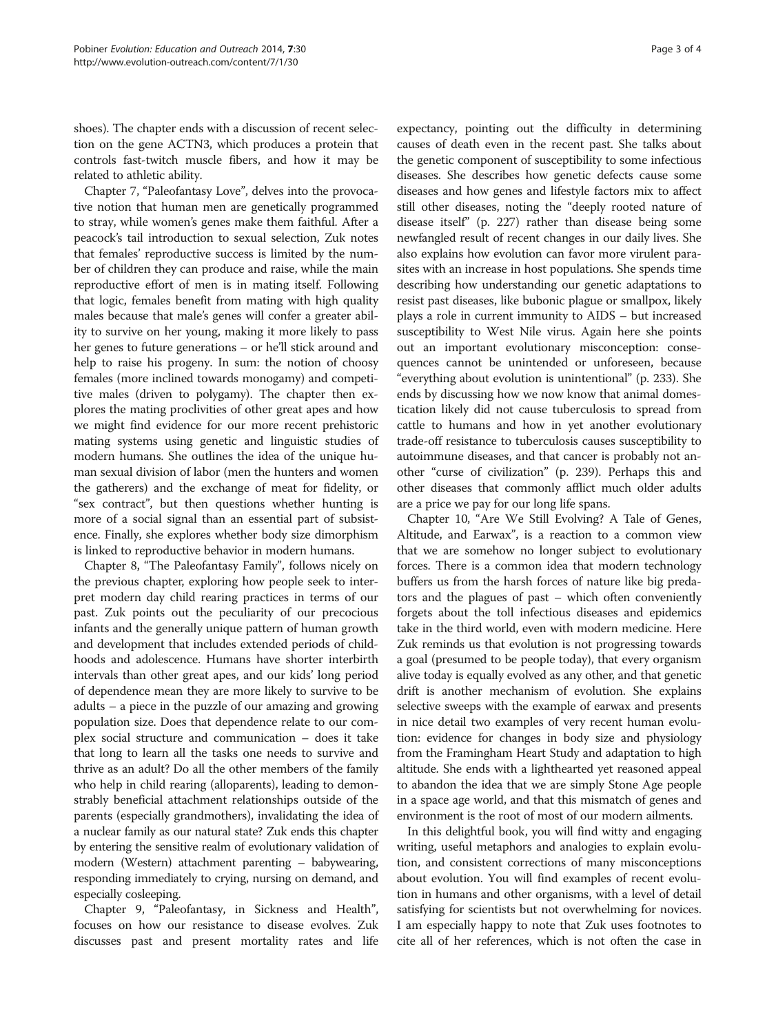shoes). The chapter ends with a discussion of recent selection on the gene ACTN3, which produces a protein that controls fast-twitch muscle fibers, and how it may be related to athletic ability.

Chapter 7, "Paleofantasy Love", delves into the provocative notion that human men are genetically programmed to stray, while women's genes make them faithful. After a peacock's tail introduction to sexual selection, Zuk notes that females' reproductive success is limited by the number of children they can produce and raise, while the main reproductive effort of men is in mating itself. Following that logic, females benefit from mating with high quality males because that male's genes will confer a greater ability to survive on her young, making it more likely to pass her genes to future generations – or he'll stick around and help to raise his progeny. In sum: the notion of choosy females (more inclined towards monogamy) and competitive males (driven to polygamy). The chapter then explores the mating proclivities of other great apes and how we might find evidence for our more recent prehistoric mating systems using genetic and linguistic studies of modern humans. She outlines the idea of the unique human sexual division of labor (men the hunters and women the gatherers) and the exchange of meat for fidelity, or "sex contract", but then questions whether hunting is more of a social signal than an essential part of subsistence. Finally, she explores whether body size dimorphism is linked to reproductive behavior in modern humans.

Chapter 8, "The Paleofantasy Family", follows nicely on the previous chapter, exploring how people seek to interpret modern day child rearing practices in terms of our past. Zuk points out the peculiarity of our precocious infants and the generally unique pattern of human growth and development that includes extended periods of childhoods and adolescence. Humans have shorter interbirth intervals than other great apes, and our kids' long period of dependence mean they are more likely to survive to be adults – a piece in the puzzle of our amazing and growing population size. Does that dependence relate to our complex social structure and communication – does it take that long to learn all the tasks one needs to survive and thrive as an adult? Do all the other members of the family who help in child rearing (alloparents), leading to demonstrably beneficial attachment relationships outside of the parents (especially grandmothers), invalidating the idea of a nuclear family as our natural state? Zuk ends this chapter by entering the sensitive realm of evolutionary validation of modern (Western) attachment parenting – babywearing, responding immediately to crying, nursing on demand, and especially cosleeping.

Chapter 9, "Paleofantasy, in Sickness and Health", focuses on how our resistance to disease evolves. Zuk discusses past and present mortality rates and life expectancy, pointing out the difficulty in determining causes of death even in the recent past. She talks about the genetic component of susceptibility to some infectious diseases. She describes how genetic defects cause some diseases and how genes and lifestyle factors mix to affect still other diseases, noting the "deeply rooted nature of disease itself" (p. 227) rather than disease being some newfangled result of recent changes in our daily lives. She also explains how evolution can favor more virulent parasites with an increase in host populations. She spends time describing how understanding our genetic adaptations to resist past diseases, like bubonic plague or smallpox, likely plays a role in current immunity to AIDS – but increased susceptibility to West Nile virus. Again here she points out an important evolutionary misconception: consequences cannot be unintended or unforeseen, because "everything about evolution is unintentional" (p. 233). She ends by discussing how we now know that animal domestication likely did not cause tuberculosis to spread from cattle to humans and how in yet another evolutionary trade-off resistance to tuberculosis causes susceptibility to autoimmune diseases, and that cancer is probably not another "curse of civilization" (p. 239). Perhaps this and other diseases that commonly afflict much older adults are a price we pay for our long life spans.

Chapter 10, "Are We Still Evolving? A Tale of Genes, Altitude, and Earwax", is a reaction to a common view that we are somehow no longer subject to evolutionary forces. There is a common idea that modern technology buffers us from the harsh forces of nature like big predators and the plagues of past – which often conveniently forgets about the toll infectious diseases and epidemics take in the third world, even with modern medicine. Here Zuk reminds us that evolution is not progressing towards a goal (presumed to be people today), that every organism alive today is equally evolved as any other, and that genetic drift is another mechanism of evolution. She explains selective sweeps with the example of earwax and presents in nice detail two examples of very recent human evolution: evidence for changes in body size and physiology from the Framingham Heart Study and adaptation to high altitude. She ends with a lighthearted yet reasoned appeal to abandon the idea that we are simply Stone Age people in a space age world, and that this mismatch of genes and environment is the root of most of our modern ailments.

In this delightful book, you will find witty and engaging writing, useful metaphors and analogies to explain evolution, and consistent corrections of many misconceptions about evolution. You will find examples of recent evolution in humans and other organisms, with a level of detail satisfying for scientists but not overwhelming for novices. I am especially happy to note that Zuk uses footnotes to cite all of her references, which is not often the case in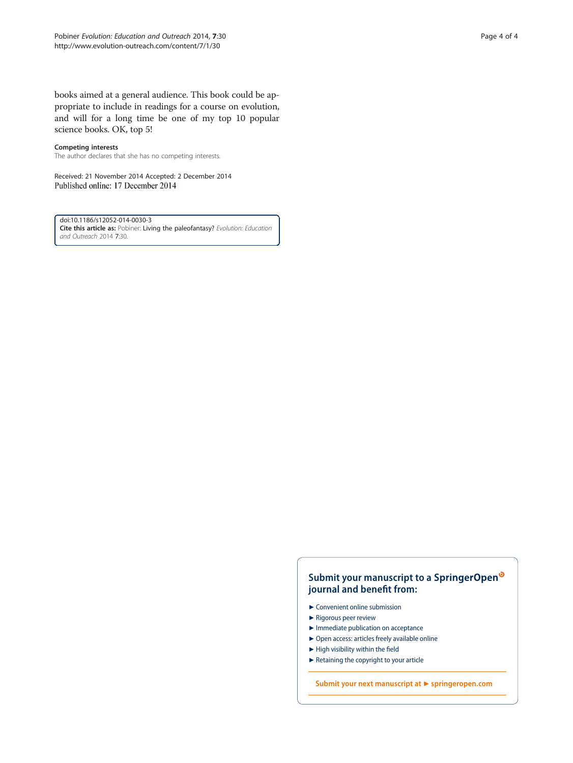books aimed at a general audience. This book could be appropriate to include in readings for a course on evolution, and will for a long time be one of my top 10 popular science books. OK, top 5!

**Competing interests**

The author declares that she has no competing interests.

Received: 21 November 2014 Accepted: 2 December 2014
Published online: 17 December 2014

doi:10.1186/s12052-014-0030-3
**Cite this article as:** Pobiner: Living the paleofantasy? *Evolution: Education and Outreach* 2014 **7**:30.

**Submit your manuscript to a SpringerOpen journal and benefit from:**

- ► Convenient online submission
- ► Rigorous peer review
- ► Immediate publication on acceptance
- ► Open access: articles freely available online
- ► High visibility within the field
- ► Retaining the copyright to your article

**Submit your next manuscript at ► springeropen.com**